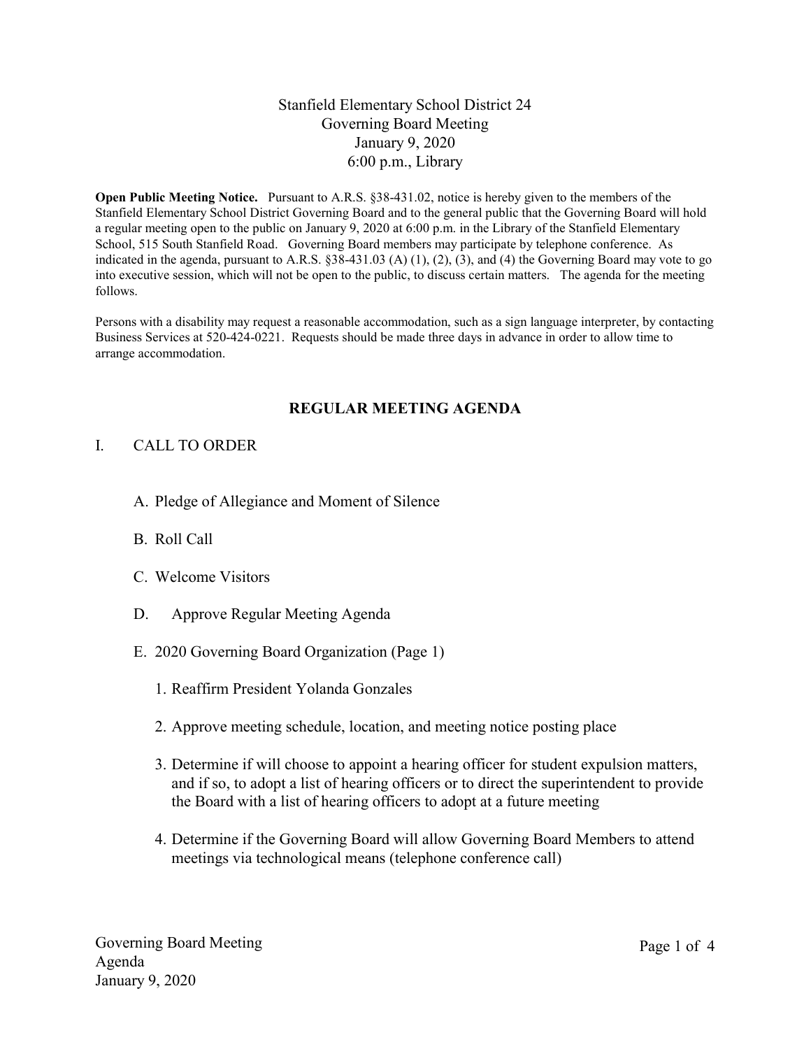# Stanfield Elementary School District 24
## Governing Board Meeting
## January 9, 2020
## 6:00 p.m., Library

**Open Public Meeting Notice.** Pursuant to A.R.S. §38-431.02, notice is hereby given to the members of the Stanfield Elementary School District Governing Board and to the general public that the Governing Board will hold a regular meeting open to the public on January 9, 2020 at 6:00 p.m. in the Library of the Stanfield Elementary School, 515 South Stanfield Road. Governing Board members may participate by telephone conference. As indicated in the agenda, pursuant to A.R.S. §38-431.03 (A) (1), (2), (3), and (4) the Governing Board may vote to go into executive session, which will not be open to the public, to discuss certain matters. The agenda for the meeting follows.

Persons with a disability may request a reasonable accommodation, such as a sign language interpreter, by contacting Business Services at 520-424-0221. Requests should be made three days in advance in order to allow time to arrange accommodation.

## REGULAR MEETING AGENDA

I. CALL TO ORDER

A. Pledge of Allegiance and Moment of Silence

B. Roll Call

C. Welcome Visitors

D. Approve Regular Meeting Agenda

E. 2020 Governing Board Organization (Page 1)

1. Reaffirm President Yolanda Gonzales

2. Approve meeting schedule, location, and meeting notice posting place

3. Determine if will choose to appoint a hearing officer for student expulsion matters, and if so, to adopt a list of hearing officers or to direct the superintendent to provide the Board with a list of hearing officers to adopt at a future meeting

4. Determine if the Governing Board will allow Governing Board Members to attend meetings via technological means (telephone conference call)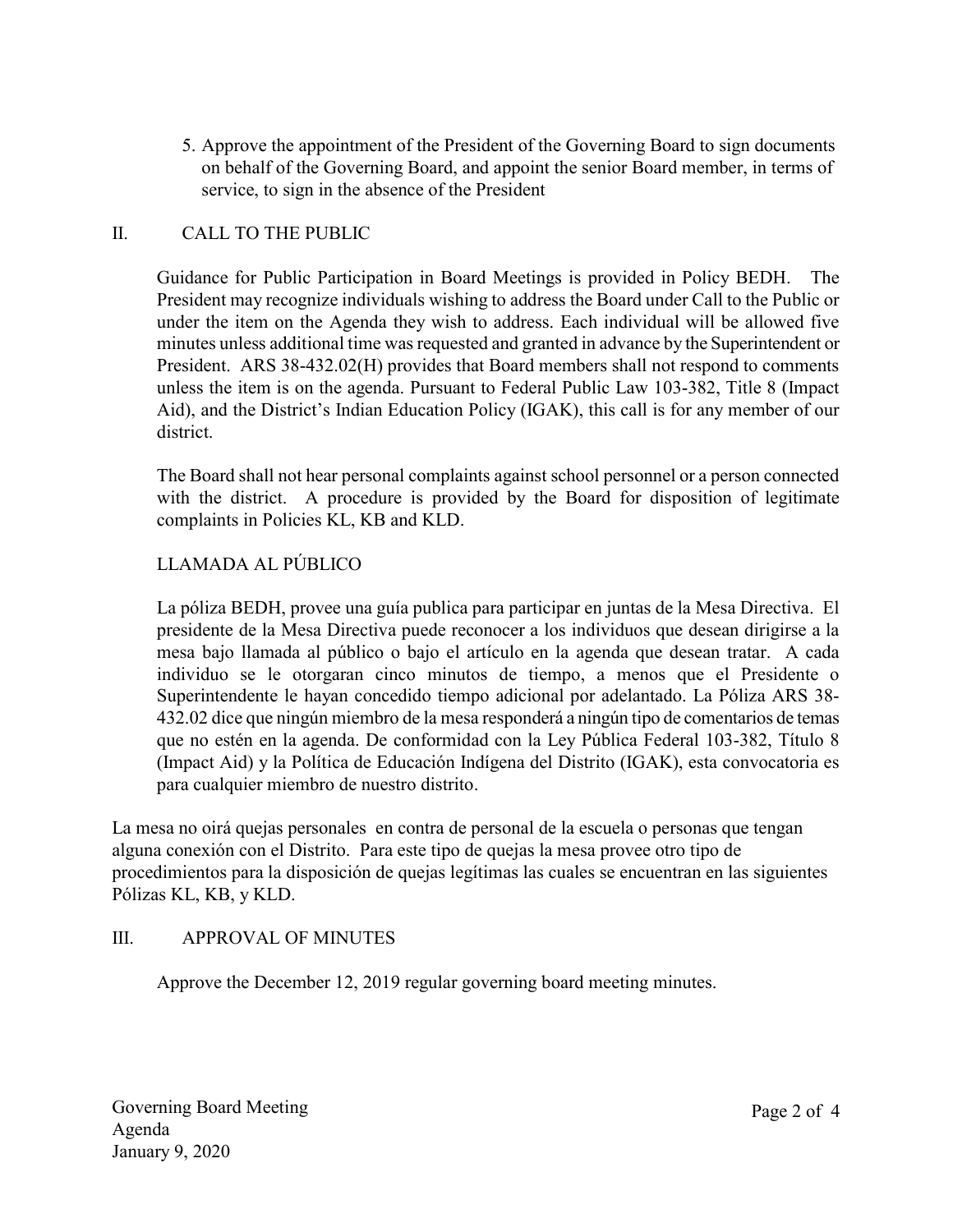5. Approve the appointment of the President of the Governing Board to sign documents on behalf of the Governing Board, and appoint the senior Board member, in terms of service, to sign in the absence of the President

## II. CALL TO THE PUBLIC

Guidance for Public Participation in Board Meetings is provided in Policy BEDH. The President may recognize individuals wishing to address the Board under Call to the Public or under the item on the Agenda they wish to address. Each individual will be allowed five minutes unless additional time was requested and granted in advance by the Superintendent or President. ARS 38-432.02(H) provides that Board members shall not respond to comments unless the item is on the agenda. Pursuant to Federal Public Law 103-382, Title 8 (Impact Aid), and the District's Indian Education Policy (IGAK), this call is for any member of our district.

The Board shall not hear personal complaints against school personnel or a person connected with the district. A procedure is provided by the Board for disposition of legitimate complaints in Policies KL, KB and KLD.

### LLAMADA AL PÚBLICO

La póliza BEDH, provee una guía publica para participar en juntas de la Mesa Directiva. El presidente de la Mesa Directiva puede reconocer a los individuos que desean dirigirse a la mesa bajo llamada al público o bajo el artículo en la agenda que desean tratar. A cada individuo se le otorgaran cinco minutos de tiempo, a menos que el Presidente o Superintendente le hayan concedido tiempo adicional por adelantado. La Póliza ARS 38-432.02 dice que ningún miembro de la mesa responderá a ningún tipo de comentarios de temas que no estén en la agenda. De conformidad con la Ley Pública Federal 103-382, Título 8 (Impact Aid) y la Política de Educación Indígena del Distrito (IGAK), esta convocatoria es para cualquier miembro de nuestro distrito.

La mesa no oirá quejas personales en contra de personal de la escuela o personas que tengan alguna conexión con el Distrito. Para este tipo de quejas la mesa provee otro tipo de procedimientos para la disposición de quejas legítimas las cuales se encuentran en las siguientes Pólizas KL, KB, y KLD.

## III. APPROVAL OF MINUTES

Approve the December 12, 2019 regular governing board meeting minutes.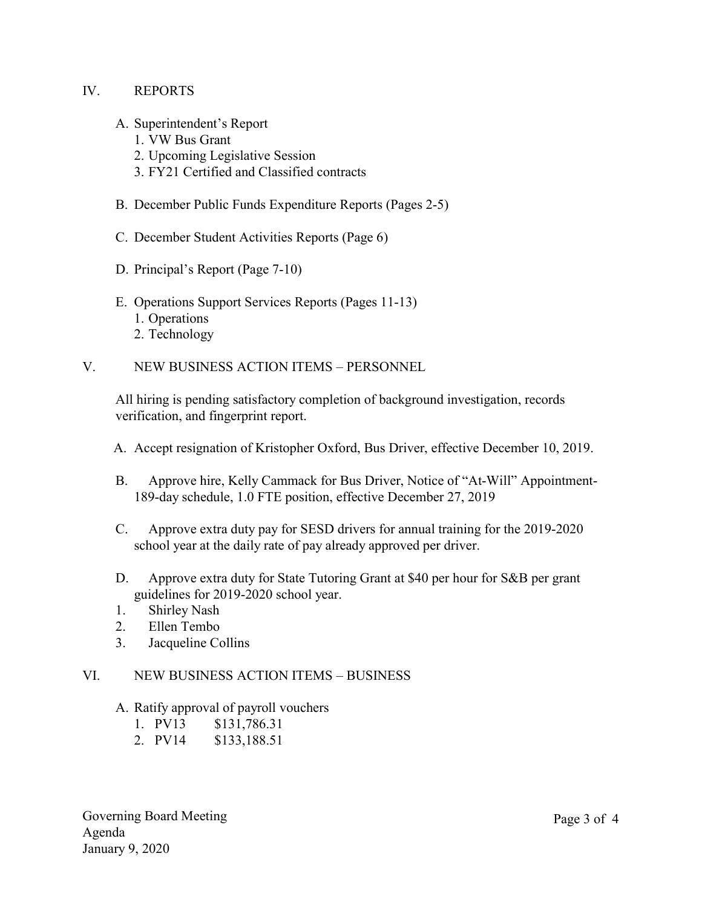## IV. REPORTS

A. Superintendent's Report
   1. VW Bus Grant
   2. Upcoming Legislative Session
   3. FY21 Certified and Classified contracts

B. December Public Funds Expenditure Reports (Pages 2-5)

C. December Student Activities Reports (Page 6)

D. Principal's Report (Page 7-10)

E. Operations Support Services Reports (Pages 11-13)
   1. Operations
   2. Technology

## V. NEW BUSINESS ACTION ITEMS – PERSONNEL

All hiring is pending satisfactory completion of background investigation, records verification, and fingerprint report.

A. Accept resignation of Kristopher Oxford, Bus Driver, effective December 10, 2019.

B. Approve hire, Kelly Cammack for Bus Driver, Notice of "At-Will" Appointment-189-day schedule, 1.0 FTE position, effective December 27, 2019

C. Approve extra duty pay for SESD drivers for annual training for the 2019-2020 school year at the daily rate of pay already approved per driver.

D. Approve extra duty for State Tutoring Grant at $40 per hour for S&B per grant guidelines for 2019-2020 school year.
   1. Shirley Nash
   2. Ellen Tembo
   3. Jacqueline Collins

## VI. NEW BUSINESS ACTION ITEMS – BUSINESS

A. Ratify approval of payroll vouchers
   1. PV13 $131,786.31
   2. PV14 $133,188.51

Governing Board Meeting
Agenda
January 9, 2020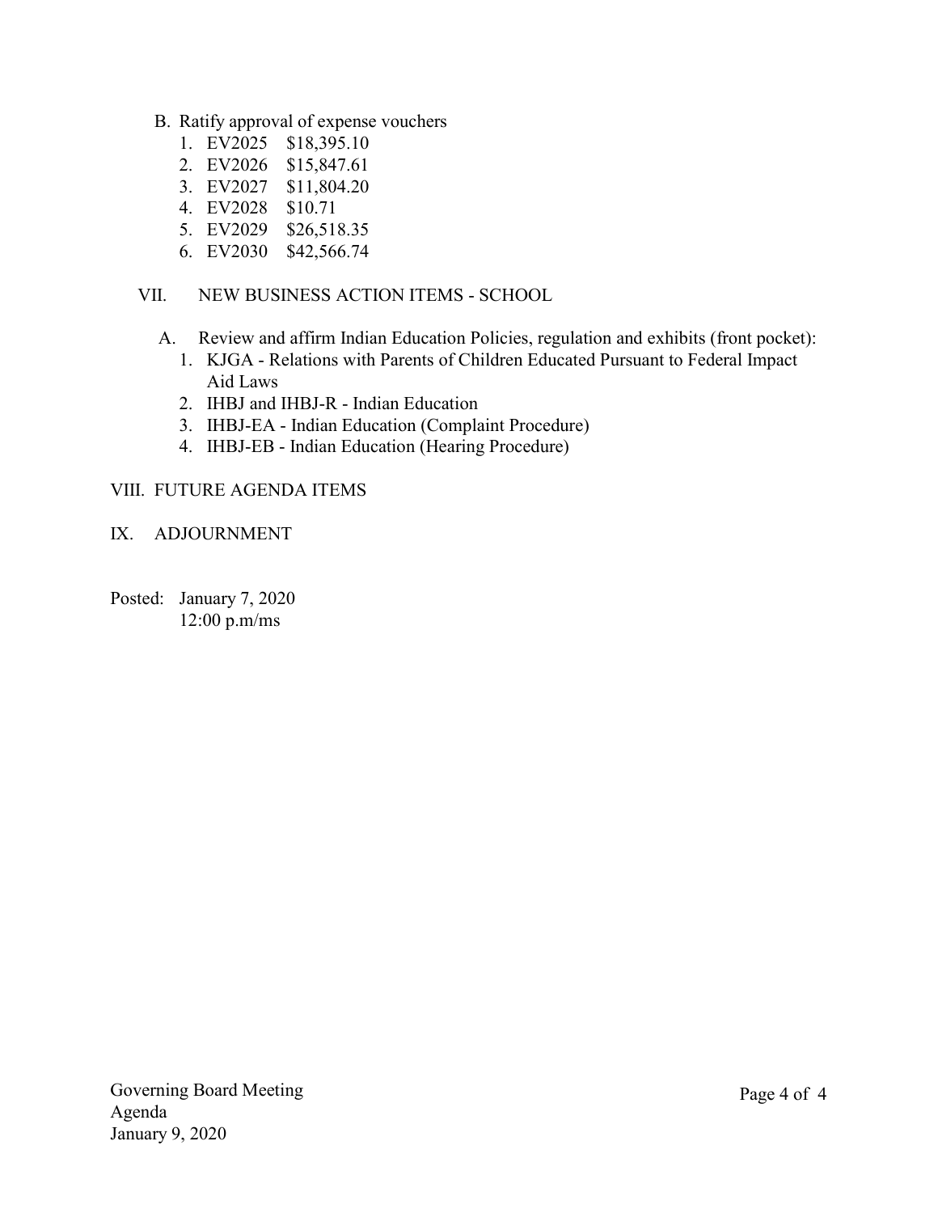B. Ratify approval of expense vouchers
   1. EV2025 $18,395.10
   2. EV2026 $15,847.61
   3. EV2027 $11,804.20
   4. EV2028 $10.71
   5. EV2029 $26,518.35
   6. EV2030 $42,566.74

VII. NEW BUSINESS ACTION ITEMS - SCHOOL

A. Review and affirm Indian Education Policies, regulation and exhibits (front pocket):
   1. KJGA - Relations with Parents of Children Educated Pursuant to Federal Impact Aid Laws
   2. IHBJ and IHBJ-R - Indian Education
   3. IHBJ-EA - Indian Education (Complaint Procedure)
   4. IHBJ-EB - Indian Education (Hearing Procedure)

VIII. FUTURE AGENDA ITEMS

IX. ADJOURNMENT

Posted: January 7, 2020
12:00 p.m/ms